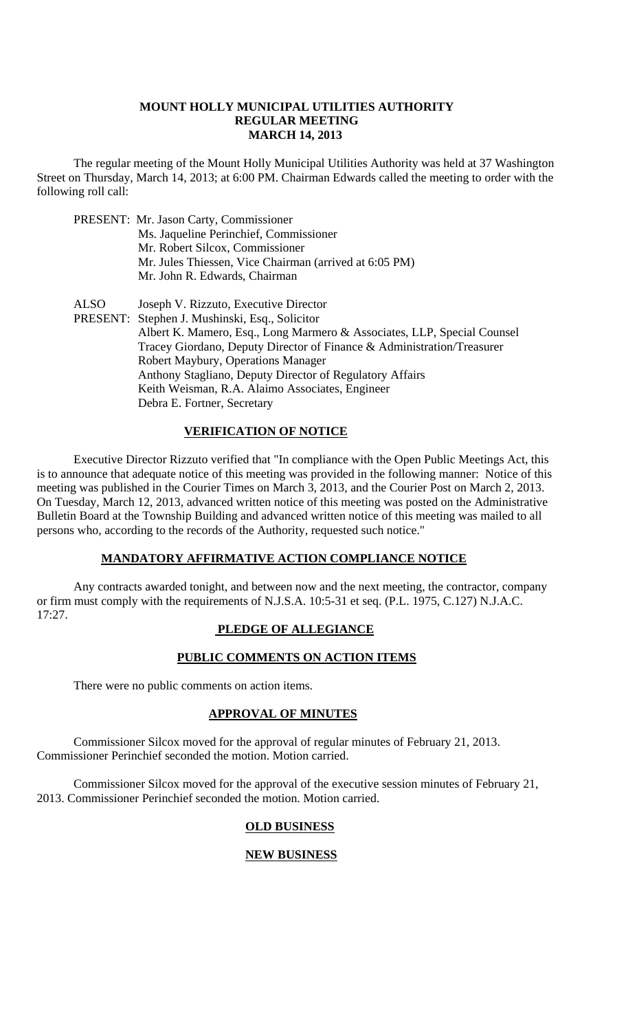# MOUNT HOLLY MUNICIPAL UTILITIES AUTHORITY
## REGULAR MEETING
## MARCH 14, 2013

The regular meeting of the Mount Holly Municipal Utilities Authority was held at 37 Washington Street on Thursday, March 14, 2013; at 6:00 PM. Chairman Edwards called the meeting to order with the following roll call:

PRESENT: Mr. Jason Carty, Commissioner
Ms. Jaqueline Perinchief, Commissioner
Mr. Robert Silcox, Commissioner
Mr. Jules Thiessen, Vice Chairman (arrived at 6:05 PM)
Mr. John R. Edwards, Chairman

ALSO PRESENT: Joseph V. Rizzuto, Executive Director
Stephen J. Mushinski, Esq., Solicitor
Albert K. Mamero, Esq., Long Marmero & Associates, LLP, Special Counsel
Tracey Giordano, Deputy Director of Finance & Administration/Treasurer
Robert Maybury, Operations Manager
Anthony Stagliano, Deputy Director of Regulatory Affairs
Keith Weisman, R.A. Alaimo Associates, Engineer
Debra E. Fortner, Secretary

### VERIFICATION OF NOTICE

Executive Director Rizzuto verified that "In compliance with the Open Public Meetings Act, this is to announce that adequate notice of this meeting was provided in the following manner: Notice of this meeting was published in the Courier Times on March 3, 2013, and the Courier Post on March 2, 2013. On Tuesday, March 12, 2013, advanced written notice of this meeting was posted on the Administrative Bulletin Board at the Township Building and advanced written notice of this meeting was mailed to all persons who, according to the records of the Authority, requested such notice."

### MANDATORY AFFIRMATIVE ACTION COMPLIANCE NOTICE

Any contracts awarded tonight, and between now and the next meeting, the contractor, company or firm must comply with the requirements of N.J.S.A. 10:5-31 et seq. (P.L. 1975, C.127) N.J.A.C. 17:27.

### PLEDGE OF ALLEGIANCE

### PUBLIC COMMENTS ON ACTION ITEMS

There were no public comments on action items.

### APPROVAL OF MINUTES

Commissioner Silcox moved for the approval of regular minutes of February 21, 2013. Commissioner Perinchief seconded the motion. Motion carried.

Commissioner Silcox moved for the approval of the executive session minutes of February 21, 2013. Commissioner Perinchief seconded the motion. Motion carried.

### OLD BUSINESS

### NEW BUSINESS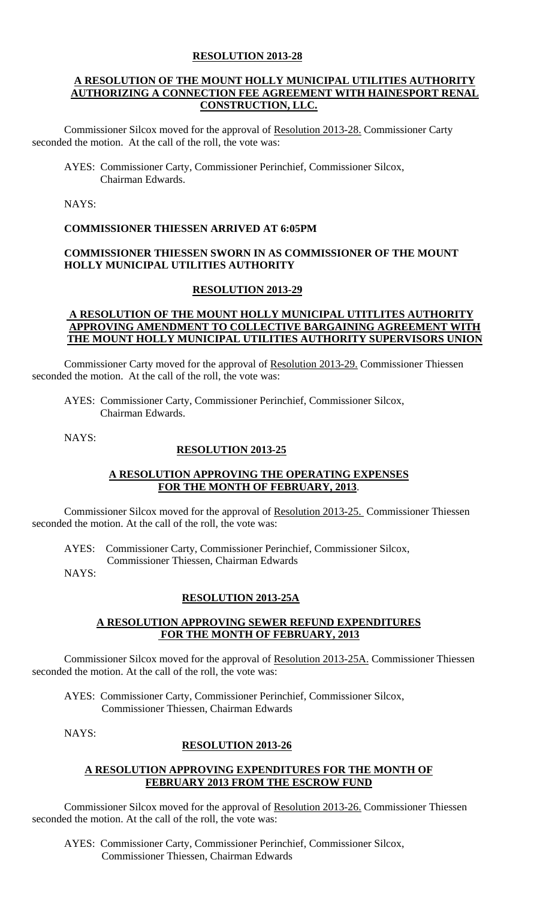**RESOLUTION 2013-28**

**A RESOLUTION OF THE MOUNT HOLLY MUNICIPAL UTILITIES AUTHORITY AUTHORIZING A CONNECTION FEE AGREEMENT WITH HAINESPORT RENAL CONSTRUCTION, LLC.**

Commissioner Silcox moved for the approval of Resolution 2013-28. Commissioner Carty seconded the motion. At the call of the roll, the vote was:

AYES: Commissioner Carty, Commissioner Perinchief, Commissioner Silcox, Chairman Edwards.

NAYS:

**COMMISSIONER THIESSEN ARRIVED AT 6:05PM**

**COMMISSIONER THIESSEN SWORN IN AS COMMISSIONER OF THE MOUNT HOLLY MUNICIPAL UTILITIES AUTHORITY**

**RESOLUTION 2013-29**

**A RESOLUTION OF THE MOUNT HOLLY MUNICIPAL UTITLITES AUTHORITY APPROVING AMENDMENT TO COLLECTIVE BARGAINING AGREEMENT WITH THE MOUNT HOLLY MUNICIPAL UTILITIES AUTHORITY SUPERVISORS UNION**

Commissioner Carty moved for the approval of Resolution 2013-29. Commissioner Thiessen seconded the motion. At the call of the roll, the vote was:

AYES: Commissioner Carty, Commissioner Perinchief, Commissioner Silcox, Chairman Edwards.

NAYS:

**RESOLUTION 2013-25**

**A RESOLUTION APPROVING THE OPERATING EXPENSES FOR THE MONTH OF FEBRUARY, 2013.**

Commissioner Silcox moved for the approval of Resolution 2013-25. Commissioner Thiessen seconded the motion. At the call of the roll, the vote was:

AYES: Commissioner Carty, Commissioner Perinchief, Commissioner Silcox, Commissioner Thiessen, Chairman Edwards

NAYS:

**RESOLUTION 2013-25A**

**A RESOLUTION APPROVING SEWER REFUND EXPENDITURES FOR THE MONTH OF FEBRUARY, 2013**

Commissioner Silcox moved for the approval of Resolution 2013-25A. Commissioner Thiessen seconded the motion. At the call of the roll, the vote was:

AYES: Commissioner Carty, Commissioner Perinchief, Commissioner Silcox, Commissioner Thiessen, Chairman Edwards

NAYS:

**RESOLUTION 2013-26**

**A RESOLUTION APPROVING EXPENDITURES FOR THE MONTH OF FEBRUARY 2013 FROM THE ESCROW FUND**

Commissioner Silcox moved for the approval of Resolution 2013-26. Commissioner Thiessen seconded the motion. At the call of the roll, the vote was:

AYES: Commissioner Carty, Commissioner Perinchief, Commissioner Silcox, Commissioner Thiessen, Chairman Edwards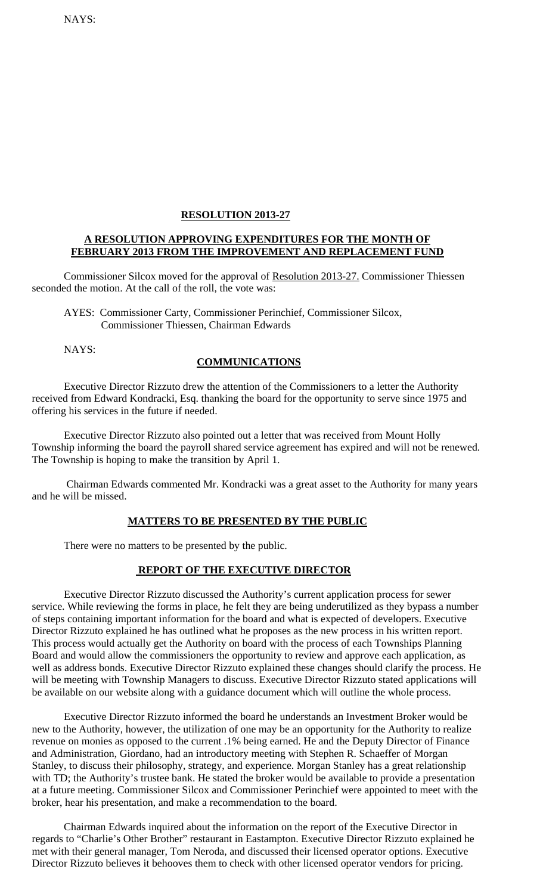NAYS:

**RESOLUTION 2013-27**

**A RESOLUTION APPROVING EXPENDITURES FOR THE MONTH OF FEBRUARY 2013 FROM THE IMPROVEMENT AND REPLACEMENT FUND**

Commissioner Silcox moved for the approval of Resolution 2013-27. Commissioner Thiessen seconded the motion. At the call of the roll, the vote was:

AYES: Commissioner Carty, Commissioner Perinchief, Commissioner Silcox, Commissioner Thiessen, Chairman Edwards

NAYS:

**COMMUNICATIONS**

Executive Director Rizzuto drew the attention of the Commissioners to a letter the Authority received from Edward Kondracki, Esq. thanking the board for the opportunity to serve since 1975 and offering his services in the future if needed.

Executive Director Rizzuto also pointed out a letter that was received from Mount Holly Township informing the board the payroll shared service agreement has expired and will not be renewed. The Township is hoping to make the transition by April 1.

Chairman Edwards commented Mr. Kondracki was a great asset to the Authority for many years and he will be missed.

**MATTERS TO BE PRESENTED BY THE PUBLIC**

There were no matters to be presented by the public.

**REPORT OF THE EXECUTIVE DIRECTOR**

Executive Director Rizzuto discussed the Authority's current application process for sewer service. While reviewing the forms in place, he felt they are being underutilized as they bypass a number of steps containing important information for the board and what is expected of developers. Executive Director Rizzuto explained he has outlined what he proposes as the new process in his written report. This process would actually get the Authority on board with the process of each Townships Planning Board and would allow the commissioners the opportunity to review and approve each application, as well as address bonds. Executive Director Rizzuto explained these changes should clarify the process. He will be meeting with Township Managers to discuss. Executive Director Rizzuto stated applications will be available on our website along with a guidance document which will outline the whole process.

Executive Director Rizzuto informed the board he understands an Investment Broker would be new to the Authority, however, the utilization of one may be an opportunity for the Authority to realize revenue on monies as opposed to the current .1% being earned. He and the Deputy Director of Finance and Administration, Giordano, had an introductory meeting with Stephen R. Schaeffer of Morgan Stanley, to discuss their philosophy, strategy, and experience. Morgan Stanley has a great relationship with TD; the Authority's trustee bank. He stated the broker would be available to provide a presentation at a future meeting. Commissioner Silcox and Commissioner Perinchief were appointed to meet with the broker, hear his presentation, and make a recommendation to the board.

Chairman Edwards inquired about the information on the report of the Executive Director in regards to "Charlie's Other Brother" restaurant in Eastampton. Executive Director Rizzuto explained he met with their general manager, Tom Neroda, and discussed their licensed operator options. Executive Director Rizzuto believes it behooves them to check with other licensed operator vendors for pricing.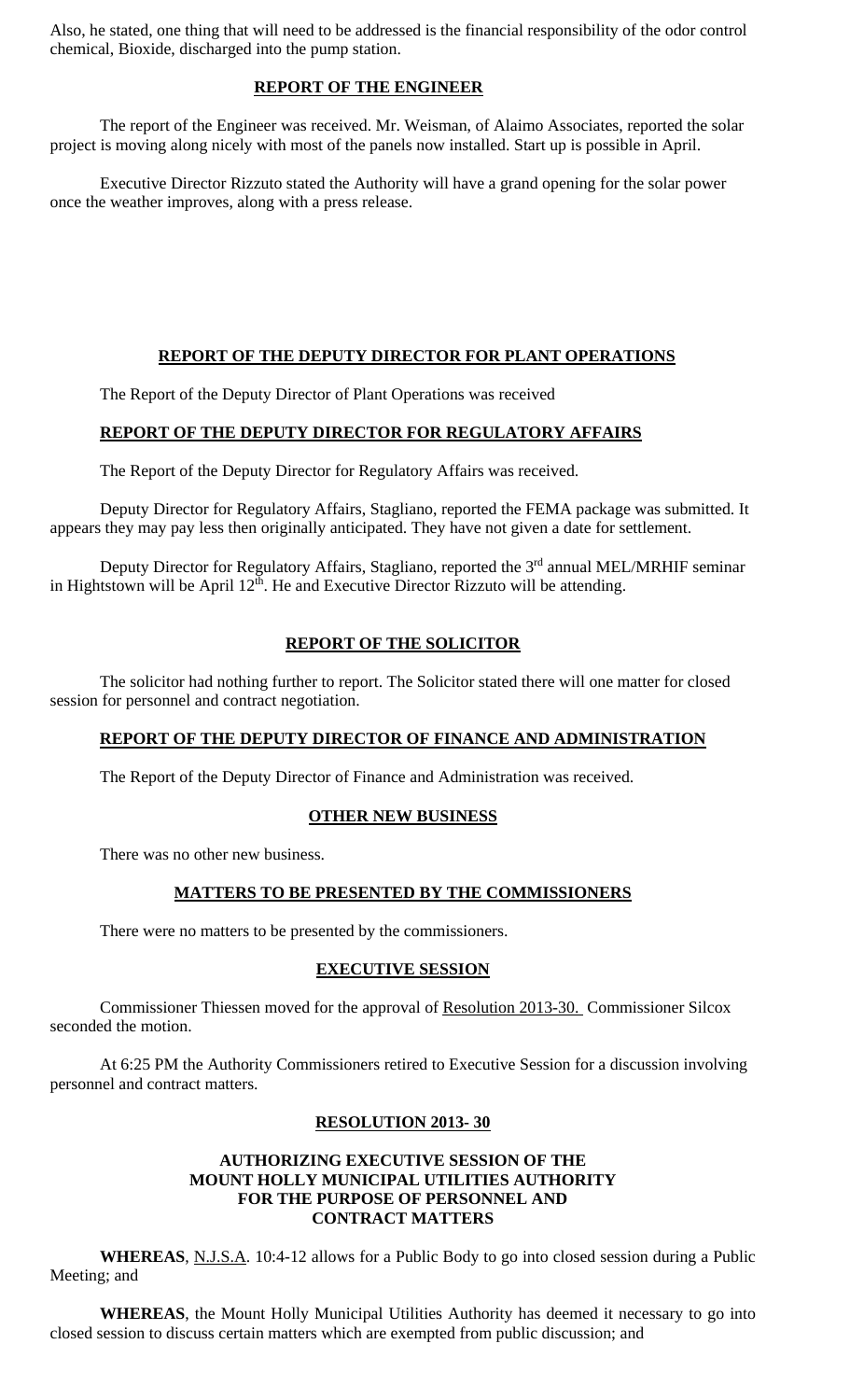Also, he stated, one thing that will need to be addressed is the financial responsibility of the odor control chemical, Bioxide, discharged into the pump station.

## REPORT OF THE ENGINEER

The report of the Engineer was received. Mr. Weisman, of Alaimo Associates, reported the solar project is moving along nicely with most of the panels now installed. Start up is possible in April.

Executive Director Rizzuto stated the Authority will have a grand opening for the solar power once the weather improves, along with a press release.

## REPORT OF THE DEPUTY DIRECTOR FOR PLANT OPERATIONS

The Report of the Deputy Director of Plant Operations was received

## REPORT OF THE DEPUTY DIRECTOR FOR REGULATORY AFFAIRS

The Report of the Deputy Director for Regulatory Affairs was received.

Deputy Director for Regulatory Affairs, Stagliano, reported the FEMA package was submitted. It appears they may pay less then originally anticipated. They have not given a date for settlement.

Deputy Director for Regulatory Affairs, Stagliano, reported the 3rd annual MEL/MRHIF seminar in Hightstown will be April 12th. He and Executive Director Rizzuto will be attending.

## REPORT OF THE SOLICITOR

The solicitor had nothing further to report. The Solicitor stated there will one matter for closed session for personnel and contract negotiation.

## REPORT OF THE DEPUTY DIRECTOR OF FINANCE AND ADMINISTRATION

The Report of the Deputy Director of Finance and Administration was received.

## OTHER NEW BUSINESS

There was no other new business.

## MATTERS TO BE PRESENTED BY THE COMMISSIONERS

There were no matters to be presented by the commissioners.

## EXECUTIVE SESSION

Commissioner Thiessen moved for the approval of Resolution 2013-30. Commissioner Silcox seconded the motion.

At 6:25 PM the Authority Commissioners retired to Executive Session for a discussion involving personnel and contract matters.

## RESOLUTION 2013- 30

**AUTHORIZING EXECUTIVE SESSION OF THE MOUNT HOLLY MUNICIPAL UTILITIES AUTHORITY FOR THE PURPOSE OF PERSONNEL AND CONTRACT MATTERS**

**WHEREAS**, N.J.S.A. 10:4-12 allows for a Public Body to go into closed session during a Public Meeting; and

**WHEREAS**, the Mount Holly Municipal Utilities Authority has deemed it necessary to go into closed session to discuss certain matters which are exempted from public discussion; and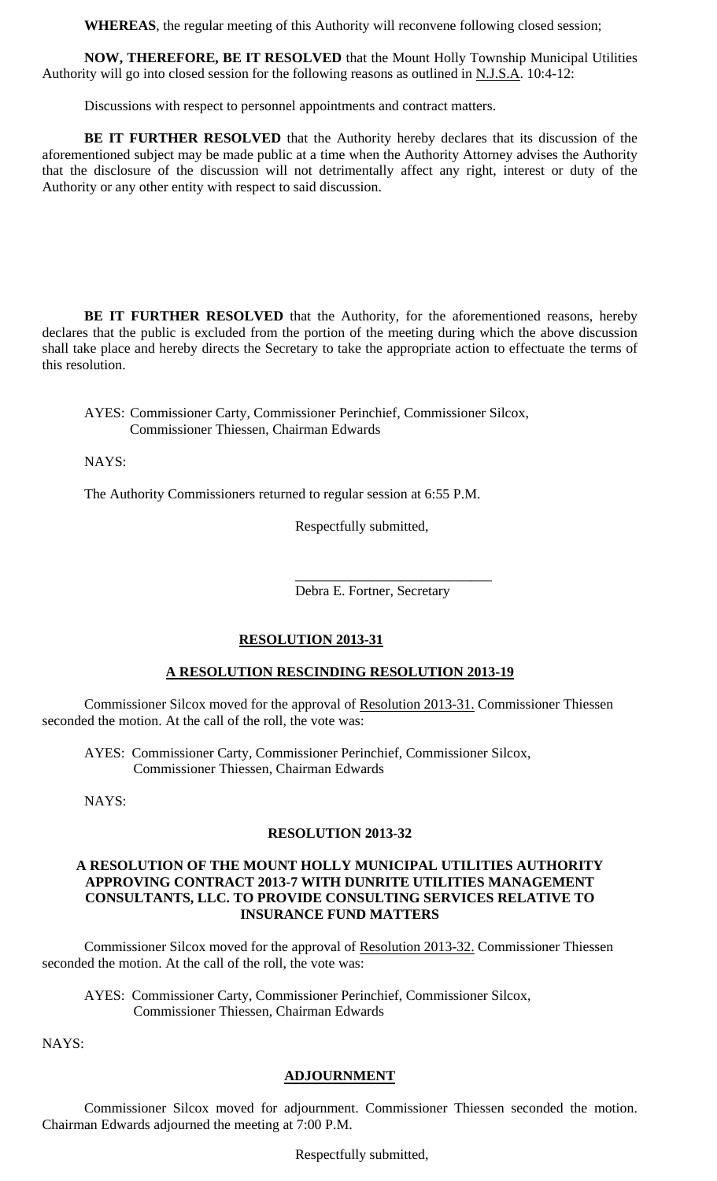**WHEREAS**, the regular meeting of this Authority will reconvene following closed session;

**NOW, THEREFORE, BE IT RESOLVED** that the Mount Holly Township Municipal Utilities Authority will go into closed session for the following reasons as outlined in N.J.S.A. 10:4-12:

Discussions with respect to personnel appointments and contract matters.

**BE IT FURTHER RESOLVED** that the Authority hereby declares that its discussion of the aforementioned subject may be made public at a time when the Authority Attorney advises the Authority that the disclosure of the discussion will not detrimentally affect any right, interest or duty of the Authority or any other entity with respect to said discussion.

**BE IT FURTHER RESOLVED** that the Authority, for the aforementioned reasons, hereby declares that the public is excluded from the portion of the meeting during which the above discussion shall take place and hereby directs the Secretary to take the appropriate action to effectuate the terms of this resolution.

AYES: Commissioner Carty, Commissioner Perinchief, Commissioner Silcox, Commissioner Thiessen, Chairman Edwards

NAYS:

The Authority Commissioners returned to regular session at 6:55 P.M.

Respectfully submitted,

\_\_\_\_\_\_\_\_\_\_\_\_\_\_\_\_\_\_\_\_\_\_\_\_\_\_\_\_

Debra E. Fortner, Secretary

## RESOLUTION 2013-31

### A RESOLUTION RESCINDING RESOLUTION 2013-19

Commissioner Silcox moved for the approval of Resolution 2013-31. Commissioner Thiessen seconded the motion. At the call of the roll, the vote was:

AYES: Commissioner Carty, Commissioner Perinchief, Commissioner Silcox, Commissioner Thiessen, Chairman Edwards

NAYS:

## RESOLUTION 2013-32

### A RESOLUTION OF THE MOUNT HOLLY MUNICIPAL UTILITIES AUTHORITY APPROVING CONTRACT 2013-7 WITH DUNRITE UTILITIES MANAGEMENT CONSULTANTS, LLC. TO PROVIDE CONSULTING SERVICES RELATIVE TO INSURANCE FUND MATTERS

Commissioner Silcox moved for the approval of Resolution 2013-32. Commissioner Thiessen seconded the motion. At the call of the roll, the vote was:

AYES: Commissioner Carty, Commissioner Perinchief, Commissioner Silcox, Commissioner Thiessen, Chairman Edwards

NAYS:

## ADJOURNMENT

Commissioner Silcox moved for adjournment. Commissioner Thiessen seconded the motion. Chairman Edwards adjourned the meeting at 7:00 P.M.

Respectfully submitted,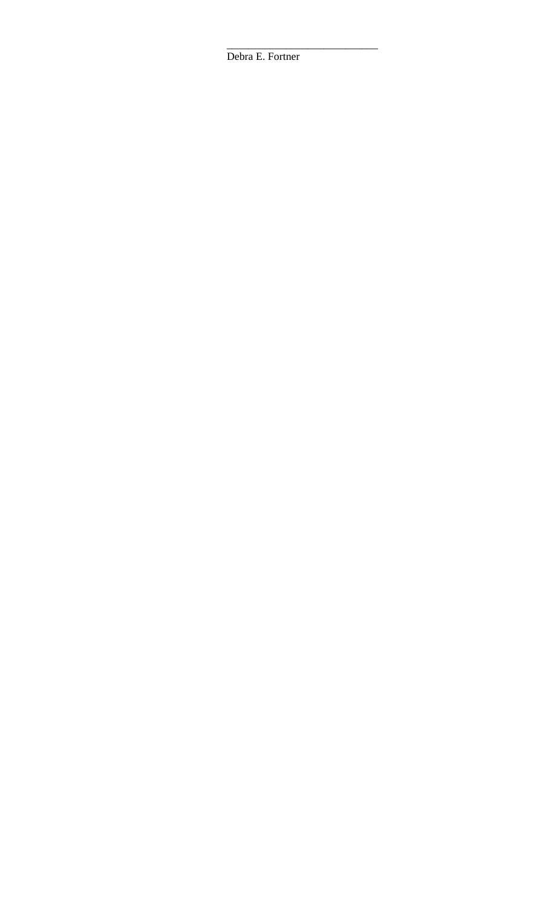\_\_\_\_\_\_\_\_\_\_\_\_\_\_\_\_\_\_\_\_\_\_\_\_\_\_\_\_\_\_
Debra E. Fortner